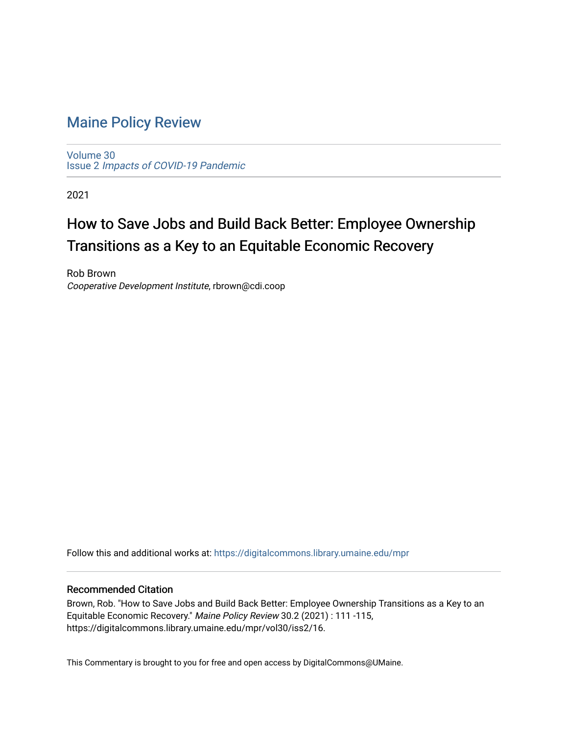# Maine Policy Review

Volume 30
Issue 2 *Impacts of COVID-19 Pandemic*

2021

## How to Save Jobs and Build Back Better: Employee Ownership Transitions as a Key to an Equitable Economic Recovery

Rob Brown
*Cooperative Development Institute*, rbrown@cdi.coop

Follow this and additional works at: https://digitalcommons.library.umaine.edu/mpr

### Recommended Citation

Brown, Rob. "How to Save Jobs and Build Back Better: Employee Ownership Transitions as a Key to an Equitable Economic Recovery." *Maine Policy Review* 30.2 (2021) : 111 -115, https://digitalcommons.library.umaine.edu/mpr/vol30/iss2/16.

This Commentary is brought to you for free and open access by DigitalCommons@UMaine.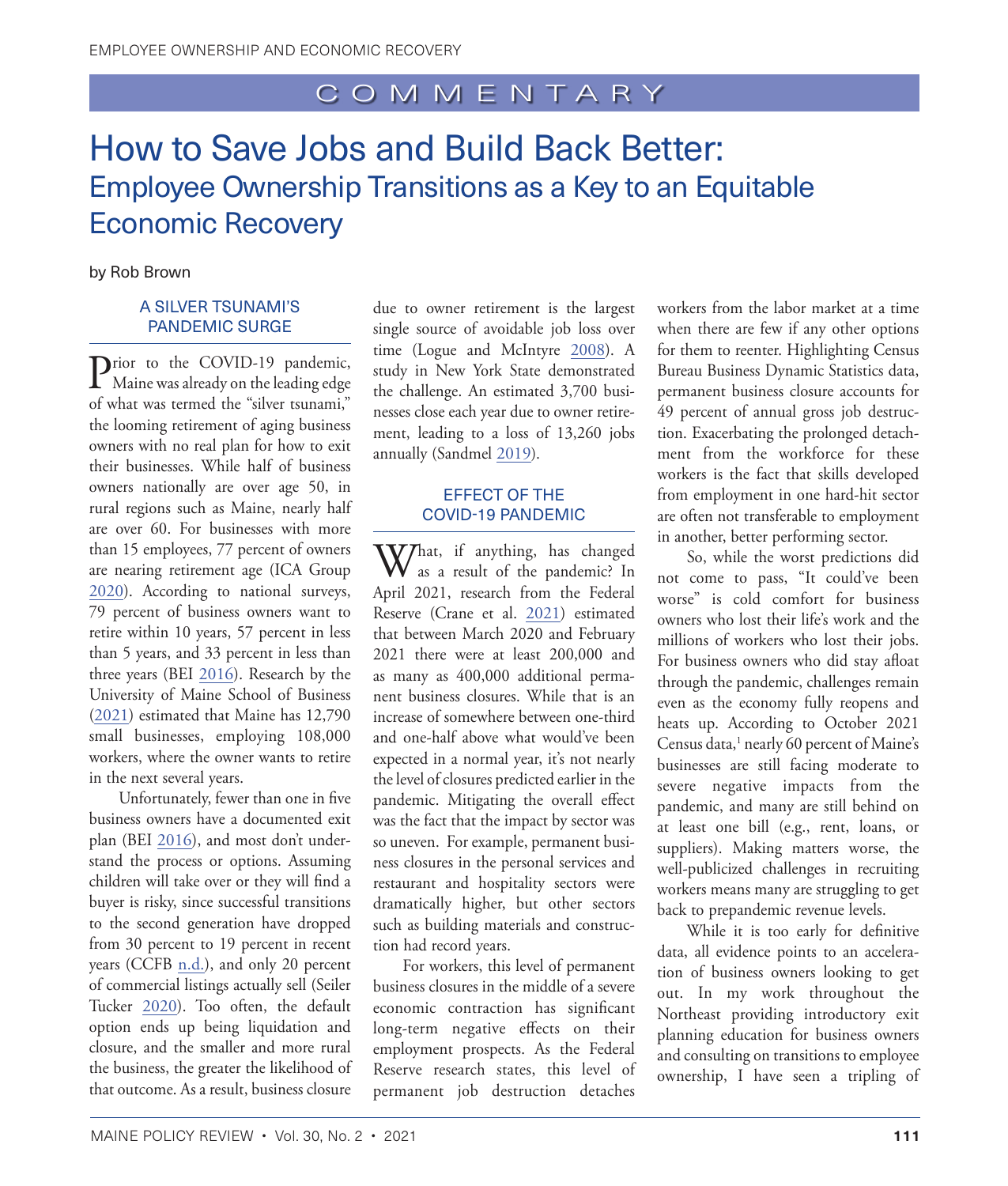COMMENTARY

# How to Save Jobs and Build Back Better:

## Employee Ownership Transitions as a Key to an Equitable Economic Recovery

by Rob Brown

### A SILVER TSUNAMI'S PANDEMIC SURGE

Prior to the COVID-19 pandemic, Maine was already on the leading edge of what was termed the "silver tsunami," the looming retirement of aging business owners with no real plan for how to exit their businesses. While half of business owners nationally are over age 50, in rural regions such as Maine, nearly half are over 60. For businesses with more than 15 employees, 77 percent of owners are nearing retirement age (ICA Group 2020). According to national surveys, 79 percent of business owners want to retire within 10 years, 57 percent in less than 5 years, and 33 percent in less than three years (BEI 2016). Research by the University of Maine School of Business (2021) estimated that Maine has 12,790 small businesses, employing 108,000 workers, where the owner wants to retire in the next several years.

Unfortunately, fewer than one in five business owners have a documented exit plan (BEI 2016), and most don't understand the process or options. Assuming children will take over or they will find a buyer is risky, since successful transitions to the second generation have dropped from 30 percent to 19 percent in recent years (CCFB n.d.), and only 20 percent of commercial listings actually sell (Seiler Tucker 2020). Too often, the default option ends up being liquidation and closure, and the smaller and more rural the business, the greater the likelihood of that outcome. As a result, business closure due to owner retirement is the largest single source of avoidable job loss over time (Logue and McIntyre 2008). A study in New York State demonstrated the challenge. An estimated 3,700 businesses close each year due to owner retirement, leading to a loss of 13,260 jobs annually (Sandmel 2019).

### EFFECT OF THE COVID-19 PANDEMIC

What, if anything, has changed as a result of the pandemic? In April 2021, research from the Federal Reserve (Crane et al. 2021) estimated that between March 2020 and February 2021 there were at least 200,000 and as many as 400,000 additional permanent business closures. While that is an increase of somewhere between one-third and one-half above what would've been expected in a normal year, it's not nearly the level of closures predicted earlier in the pandemic. Mitigating the overall effect was the fact that the impact by sector was so uneven. For example, permanent business closures in the personal services and restaurant and hospitality sectors were dramatically higher, but other sectors such as building materials and construction had record years.

For workers, this level of permanent business closures in the middle of a severe economic contraction has significant long-term negative effects on their employment prospects. As the Federal Reserve research states, this level of permanent job destruction detaches workers from the labor market at a time when there are few if any other options for them to reenter. Highlighting Census Bureau Business Dynamic Statistics data, permanent business closure accounts for 49 percent of annual gross job destruction. Exacerbating the prolonged detachment from the workforce for these workers is the fact that skills developed from employment in one hard-hit sector are often not transferable to employment in another, better performing sector.

So, while the worst predictions did not come to pass, "It could've been worse" is cold comfort for business owners who lost their life's work and the millions of workers who lost their jobs. For business owners who did stay afloat through the pandemic, challenges remain even as the economy fully reopens and heats up. According to October 2021 Census data,[1] nearly 60 percent of Maine's businesses are still facing moderate to severe negative impacts from the pandemic, and many are still behind on at least one bill (e.g., rent, loans, or suppliers). Making matters worse, the well-publicized challenges in recruiting workers means many are struggling to get back to prepandemic revenue levels.

While it is too early for definitive data, all evidence points to an acceleration of business owners looking to get out. In my work throughout the Northeast providing introductory exit planning education for business owners and consulting on transitions to employee ownership, I have seen a tripling of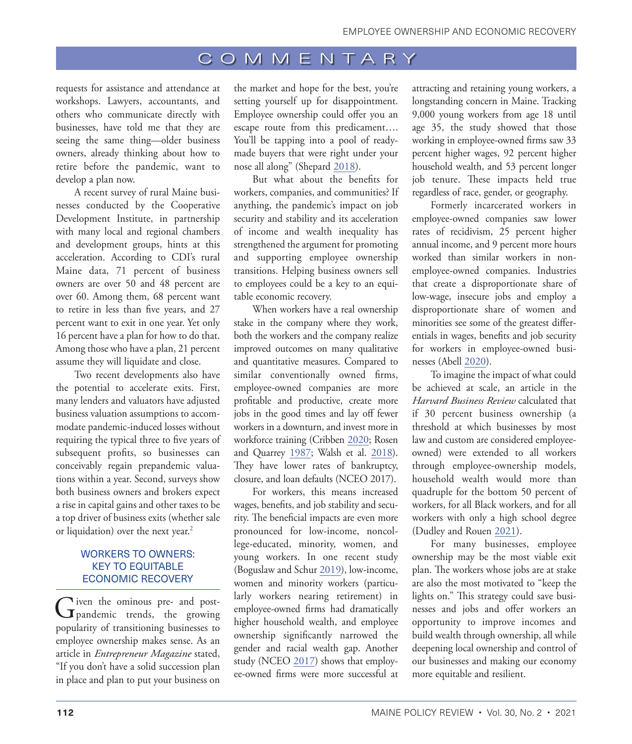requests for assistance and attendance at workshops. Lawyers, accountants, and others who communicate directly with businesses, have told me that they are seeing the same thing—older business owners, already thinking about how to retire before the pandemic, want to develop a plan now.

A recent survey of rural Maine businesses conducted by the Cooperative Development Institute, in partnership with many local and regional chambers and development groups, hints at this acceleration. According to CDI's rural Maine data, 71 percent of business owners are over 50 and 48 percent are over 60. Among them, 68 percent want to retire in less than five years, and 27 percent want to exit in one year. Yet only 16 percent have a plan for how to do that. Among those who have a plan, 21 percent assume they will liquidate and close.

Two recent developments also have the potential to accelerate exits. First, many lenders and valuators have adjusted business valuation assumptions to accommodate pandemic-induced losses without requiring the typical three to five years of subsequent profits, so businesses can conceivably regain prepandemic valuations within a year. Second, surveys show both business owners and brokers expect a rise in capital gains and other taxes to be a top driver of business exits (whether sale or liquidation) over the next year.[2]

## WORKERS TO OWNERS: KEY TO EQUITABLE ECONOMIC RECOVERY

Given the ominous pre- and post-pandemic trends, the growing popularity of transitioning businesses to employee ownership makes sense. As an article in *Entrepreneur Magazine* stated, "If you don't have a solid succession plan in place and plan to put your business on the market and hope for the best, you're setting yourself up for disappointment. Employee ownership could offer you an escape route from this predicament…. You'll be tapping into a pool of ready-made buyers that were right under your nose all along" (Shepard 2018).

But what about the benefits for workers, companies, and communities? If anything, the pandemic's impact on job security and stability and its acceleration of income and wealth inequality has strengthened the argument for promoting and supporting employee ownership transitions. Helping business owners sell to employees could be a key to an equitable economic recovery.

When workers have a real ownership stake in the company where they work, both the workers and the company realize improved outcomes on many qualitative and quantitative measures. Compared to similar conventionally owned firms, employee-owned companies are more profitable and productive, create more jobs in the good times and lay off fewer workers in a downturn, and invest more in workforce training (Cribben 2020; Rosen and Quarrey 1987; Walsh et al. 2018). They have lower rates of bankruptcy, closure, and loan defaults (NCEO 2017).

For workers, this means increased wages, benefits, and job stability and security. The beneficial impacts are even more pronounced for low-income, noncollege-educated, minority, women, and young workers. In one recent study (Boguslaw and Schur 2019), low-income, women and minority workers (particularly workers nearing retirement) in employee-owned firms had dramatically higher household wealth, and employee ownership significantly narrowed the gender and racial wealth gap. Another study (NCEO 2017) shows that employee-owned firms were more successful at attracting and retaining young workers, a longstanding concern in Maine. Tracking 9,000 young workers from age 18 until age 35, the study showed that those working in employee-owned firms saw 33 percent higher wages, 92 percent higher household wealth, and 53 percent longer job tenure. These impacts held true regardless of race, gender, or geography.

Formerly incarcerated workers in employee-owned companies saw lower rates of recidivism, 25 percent higher annual income, and 9 percent more hours worked than similar workers in non-employee-owned companies. Industries that create a disproportionate share of low-wage, insecure jobs and employ a disproportionate share of women and minorities see some of the greatest differentials in wages, benefits and job security for workers in employee-owned businesses (Abell 2020).

To imagine the impact of what could be achieved at scale, an article in the *Harvard Business Review* calculated that if 30 percent business ownership (a threshold at which businesses by most law and custom are considered employee-owned) were extended to all workers through employee-ownership models, household wealth would more than quadruple for the bottom 50 percent of workers, for all Black workers, and for all workers with only a high school degree (Dudley and Rouen 2021).

For many businesses, employee ownership may be the most viable exit plan. The workers whose jobs are at stake are also the most motivated to "keep the lights on." This strategy could save businesses and jobs and offer workers an opportunity to improve incomes and build wealth through ownership, all while deepening local ownership and control of our businesses and making our economy more equitable and resilient.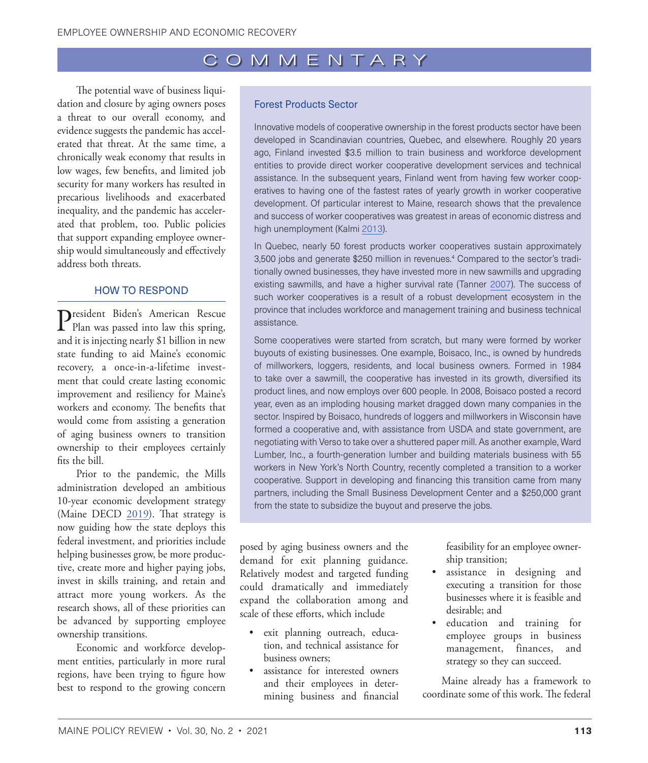The potential wave of business liquidation and closure by aging owners poses a threat to our overall economy, and evidence suggests the pandemic has accelerated that threat. At the same time, a chronically weak economy that results in low wages, few benefits, and limited job security for many workers has resulted in precarious livelihoods and exacerbated inequality, and the pandemic has accelerated that problem, too. Public policies that support expanding employee ownership would simultaneously and effectively address both threats.

## HOW TO RESPOND

President Biden's American Rescue Plan was passed into law this spring, and it is injecting nearly $1 billion in new state funding to aid Maine's economic recovery, a once-in-a-lifetime investment that could create lasting economic improvement and resiliency for Maine's workers and economy. The benefits that would come from assisting a generation of aging business owners to transition ownership to their employees certainly fits the bill.

Prior to the pandemic, the Mills administration developed an ambitious 10-year economic development strategy (Maine DECD 2019). That strategy is now guiding how the state deploys this federal investment, and priorities include helping businesses grow, be more productive, create more and higher paying jobs, invest in skills training, and retain and attract more young workers. As the research shows, all of these priorities can be advanced by supporting employee ownership transitions.

Economic and workforce development entities, particularly in more rural regions, have been trying to figure how best to respond to the growing concern posed by aging business owners and the demand for exit planning guidance. Relatively modest and targeted funding could dramatically and immediately expand the collaboration among and scale of these efforts, which include

- exit planning outreach, education, and technical assistance for business owners;
- assistance for interested owners and their employees in determining business and financial feasibility for an employee ownership transition;
- assistance in designing and executing a transition for those businesses where it is feasible and desirable; and
- education and training for employee groups in business management, finances, and strategy so they can succeed.

Maine already has a framework to coordinate some of this work. The federal

### Forest Products Sector

Innovative models of cooperative ownership in the forest products sector have been developed in Scandinavian countries, Quebec, and elsewhere. Roughly 20 years ago, Finland invested $3.5 million to train business and workforce development entities to provide direct worker cooperative development services and technical assistance. In the subsequent years, Finland went from having few worker cooperatives to having one of the fastest rates of yearly growth in worker cooperative development. Of particular interest to Maine, research shows that the prevalence and success of worker cooperatives was greatest in areas of economic distress and high unemployment (Kalmi 2013).

In Quebec, nearly 50 forest products worker cooperatives sustain approximately 3,500 jobs and generate $250 million in revenues.[4] Compared to the sector's traditionally owned businesses, they have invested more in new sawmills and upgrading existing sawmills, and have a higher survival rate (Tanner 2007). The success of such worker cooperatives is a result of a robust development ecosystem in the province that includes workforce and management training and business technical assistance.

Some cooperatives were started from scratch, but many were formed by worker buyouts of existing businesses. One example, Boisaco, Inc., is owned by hundreds of millworkers, loggers, residents, and local business owners. Formed in 1984 to take over a sawmill, the cooperative has invested in its growth, diversified its product lines, and now employs over 600 people. In 2008, Boisaco posted a record year, even as an imploding housing market dragged down many companies in the sector. Inspired by Boisaco, hundreds of loggers and millworkers in Wisconsin have formed a cooperative and, with assistance from USDA and state government, are negotiating with Verso to take over a shuttered paper mill. As another example, Ward Lumber, Inc., a fourth-generation lumber and building materials business with 55 workers in New York's North Country, recently completed a transition to a worker cooperative. Support in developing and financing this transition came from many partners, including the Small Business Development Center and a $250,000 grant from the state to subsidize the buyout and preserve the jobs.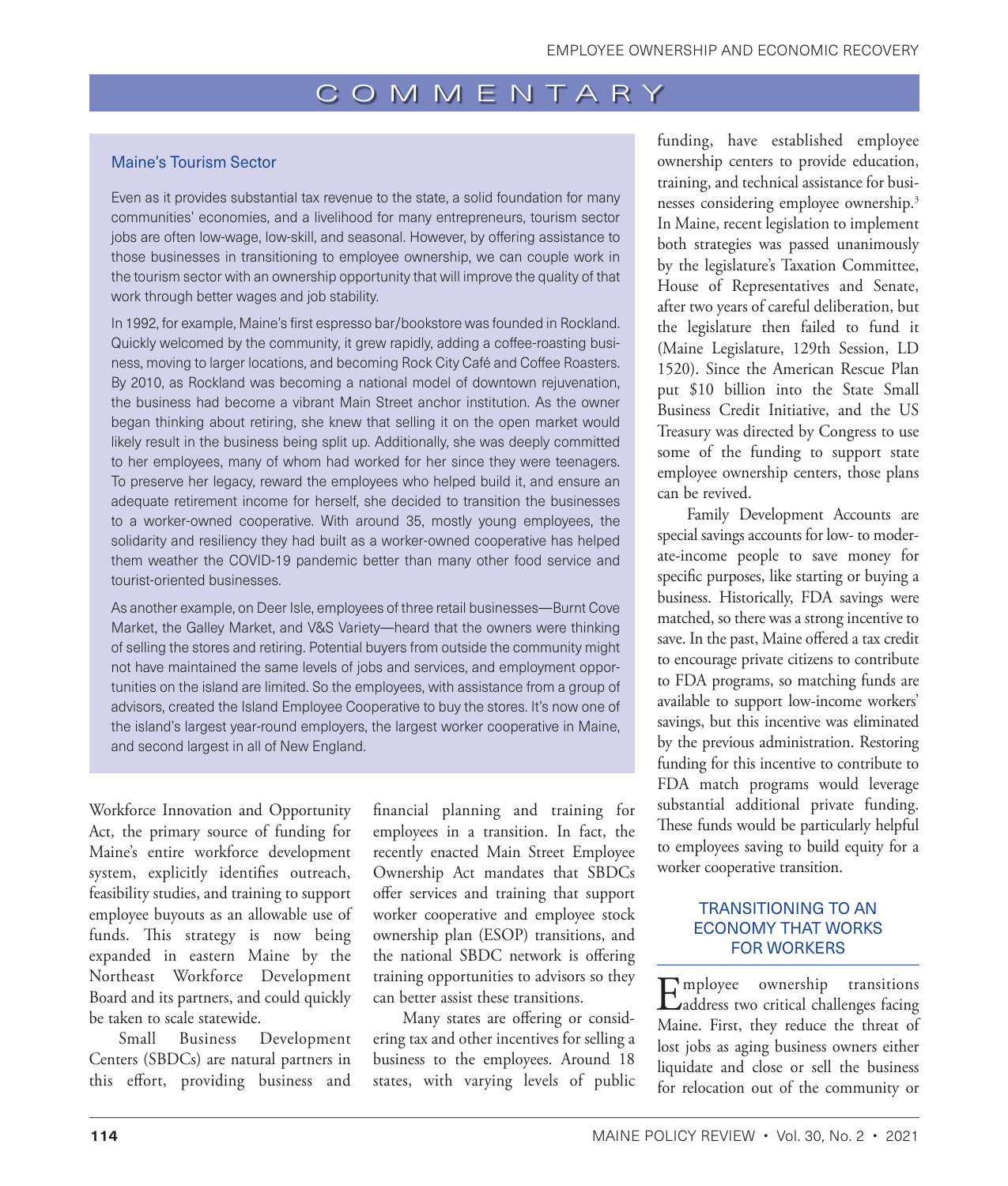## COMMENTARY

### Maine's Tourism Sector

Even as it provides substantial tax revenue to the state, a solid foundation for many communities' economies, and a livelihood for many entrepreneurs, tourism sector jobs are often low-wage, low-skill, and seasonal. However, by offering assistance to those businesses in transitioning to employee ownership, we can couple work in the tourism sector with an ownership opportunity that will improve the quality of that work through better wages and job stability.

In 1992, for example, Maine's first espresso bar/bookstore was founded in Rockland. Quickly welcomed by the community, it grew rapidly, adding a coffee-roasting business, moving to larger locations, and becoming Rock City Café and Coffee Roasters. By 2010, as Rockland was becoming a national model of downtown rejuvenation, the business had become a vibrant Main Street anchor institution. As the owner began thinking about retiring, she knew that selling it on the open market would likely result in the business being split up. Additionally, she was deeply committed to her employees, many of whom had worked for her since they were teenagers. To preserve her legacy, reward the employees who helped build it, and ensure an adequate retirement income for herself, she decided to transition the businesses to a worker-owned cooperative. With around 35, mostly young employees, the solidarity and resiliency they had built as a worker-owned cooperative has helped them weather the COVID-19 pandemic better than many other food service and tourist-oriented businesses.

As another example, on Deer Isle, employees of three retail businesses—Burnt Cove Market, the Galley Market, and V&S Variety—heard that the owners were thinking of selling the stores and retiring. Potential buyers from outside the community might not have maintained the same levels of jobs and services, and employment opportunities on the island are limited. So the employees, with assistance from a group of advisors, created the Island Employee Cooperative to buy the stores. It's now one of the island's largest year-round employers, the largest worker cooperative in Maine, and second largest in all of New England.

Workforce Innovation and Opportunity Act, the primary source of funding for Maine's entire workforce development system, explicitly identifies outreach, feasibility studies, and training to support employee buyouts as an allowable use of funds. This strategy is now being expanded in eastern Maine by the Northeast Workforce Development Board and its partners, and could quickly be taken to scale statewide.

Small Business Development Centers (SBDCs) are natural partners in this effort, providing business and financial planning and training for employees in a transition. In fact, the recently enacted Main Street Employee Ownership Act mandates that SBDCs offer services and training that support worker cooperative and employee stock ownership plan (ESOP) transitions, and the national SBDC network is offering training opportunities to advisors so they can better assist these transitions.

Many states are offering or considering tax and other incentives for selling a business to the employees. Around 18 states, with varying levels of public funding, have established employee ownership centers to provide education, training, and technical assistance for businesses considering employee ownership.[3] In Maine, recent legislation to implement both strategies was passed unanimously by the legislature's Taxation Committee, House of Representatives and Senate, after two years of careful deliberation, but the legislature then failed to fund it (Maine Legislature, 129th Session, LD 1520). Since the American Rescue Plan put $10 billion into the State Small Business Credit Initiative, and the US Treasury was directed by Congress to use some of the funding to support state employee ownership centers, those plans can be revived.

Family Development Accounts are special savings accounts for low- to moderate-income people to save money for specific purposes, like starting or buying a business. Historically, FDA savings were matched, so there was a strong incentive to save. In the past, Maine offered a tax credit to encourage private citizens to contribute to FDA programs, so matching funds are available to support low-income workers' savings, but this incentive was eliminated by the previous administration. Restoring funding for this incentive to contribute to FDA match programs would leverage substantial additional private funding. These funds would be particularly helpful to employees saving to build equity for a worker cooperative transition.

## TRANSITIONING TO AN ECONOMY THAT WORKS FOR WORKERS

Employee ownership transitions address two critical challenges facing Maine. First, they reduce the threat of lost jobs as aging business owners either liquidate and close or sell the business for relocation out of the community or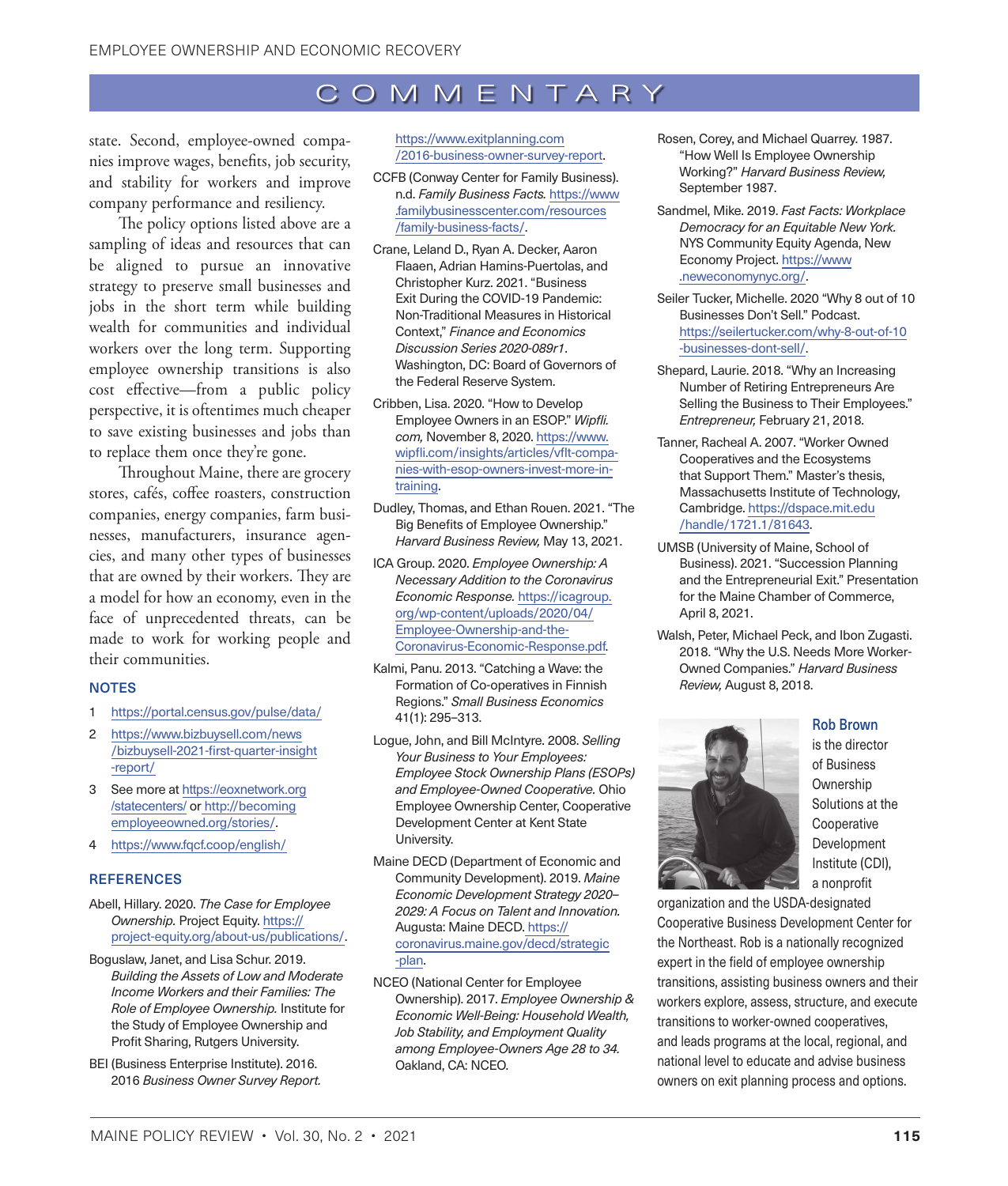state. Second, employee-owned companies improve wages, benefits, job security, and stability for workers and improve company performance and resiliency.

The policy options listed above are a sampling of ideas and resources that can be aligned to pursue an innovative strategy to preserve small businesses and jobs in the short term while building wealth for communities and individual workers over the long term. Supporting employee ownership transitions is also cost effective—from a public policy perspective, it is oftentimes much cheaper to save existing businesses and jobs than to replace them once they're gone.

Throughout Maine, there are grocery stores, cafés, coffee roasters, construction companies, energy companies, farm businesses, manufacturers, insurance agencies, and many other types of businesses that are owned by their workers. They are a model for how an economy, even in the face of unprecedented threats, can be made to work for working people and their communities.

## NOTES

1. https://portal.census.gov/pulse/data/
2. https://www.bizbuysell.com/news/bizbuysell-2021-first-quarter-insight-report/
3. See more at https://eoxnetwork.org/statecenters/ or http://becomingemployeeowned.org/stories/.
4. https://www.fqcf.coop/english/

## REFERENCES

Abell, Hillary. 2020. *The Case for Employee Ownership.* Project Equity. https://project-equity.org/about-us/publications/.

Boguslaw, Janet, and Lisa Schur. 2019. *Building the Assets of Low and Moderate Income Workers and their Families: The Role of Employee Ownership.* Institute for the Study of Employee Ownership and Profit Sharing, Rutgers University.

BEI (Business Enterprise Institute). 2016. 2016 *Business Owner Survey Report.* https://www.exitplanning.com/2016-business-owner-survey-report.

CCFB (Conway Center for Family Business). n.d. *Family Business Facts.* https://www.familybusinesscenter.com/resources/family-business-facts/.

Crane, Leland D., Ryan A. Decker, Aaron Flaaen, Adrian Hamins-Puertolas, and Christopher Kurz. 2021. "Business Exit During the COVID-19 Pandemic: Non-Traditional Measures in Historical Context," *Finance and Economics Discussion Series 2020-089r1*. Washington, DC: Board of Governors of the Federal Reserve System.

Cribben, Lisa. 2020. "How to Develop Employee Owners in an ESOP." *Wipfli.com,* November 8, 2020. https://www.wipfli.com/insights/articles/vflt-companies-with-esop-owners-invest-more-in-training.

Dudley, Thomas, and Ethan Rouen. 2021. "The Big Benefits of Employee Ownership." *Harvard Business Review,* May 13, 2021.

ICA Group. 2020. *Employee Ownership: A Necessary Addition to the Coronavirus Economic Response.* https://icagroup.org/wp-content/uploads/2020/04/Employee-Ownership-and-the-Coronavirus-Economic-Response.pdf.

Kalmi, Panu. 2013. "Catching a Wave: the Formation of Co-operatives in Finnish Regions." *Small Business Economics* 41(1): 295–313.

Logue, John, and Bill McIntyre. 2008. *Selling Your Business to Your Employees: Employee Stock Ownership Plans (ESOPs) and Employee-Owned Cooperative.* Ohio Employee Ownership Center, Cooperative Development Center at Kent State University.

Maine DECD (Department of Economic and Community Development). 2019. *Maine Economic Development Strategy 2020–2029: A Focus on Talent and Innovation.* Augusta: Maine DECD. https://coronavirus.maine.gov/decd/strategic-plan.

NCEO (National Center for Employee Ownership). 2017. *Employee Ownership & Economic Well-Being: Household Wealth, Job Stability, and Employment Quality among Employee-Owners Age 28 to 34.* Oakland, CA: NCEO.

Rosen, Corey, and Michael Quarrey. 1987. "How Well Is Employee Ownership Working?" *Harvard Business Review,* September 1987.

Sandmel, Mike. 2019. *Fast Facts: Workplace Democracy for an Equitable New York.* NYS Community Equity Agenda, New Economy Project. https://www.neweconomynyc.org/.

Seiler Tucker, Michelle. 2020 "Why 8 out of 10 Businesses Don't Sell." Podcast. https://seilertucker.com/why-8-out-of-10-businesses-dont-sell/.

Shepard, Laurie. 2018. "Why an Increasing Number of Retiring Entrepreneurs Are Selling the Business to Their Employees." *Entrepreneur,* February 21, 2018.

Tanner, Racheal A. 2007. "Worker Owned Cooperatives and the Ecosystems that Support Them." Master's thesis, Massachusetts Institute of Technology, Cambridge. https://dspace.mit.edu/handle/1721.1/81643.

UMSB (University of Maine, School of Business). 2021. "Succession Planning and the Entrepreneurial Exit." Presentation for the Maine Chamber of Commerce, April 8, 2021.

Walsh, Peter, Michael Peck, and Ibon Zugasti. 2018. "Why the U.S. Needs More Worker-Owned Companies." *Harvard Business Review,* August 8, 2018.

**Rob Brown** is the director of Business Ownership Solutions at the Cooperative Development Institute (CDI), a nonprofit organization and the USDA-designated Cooperative Business Development Center for the Northeast. Rob is a nationally recognized expert in the field of employee ownership transitions, assisting business owners and their workers explore, assess, structure, and execute transitions to worker-owned cooperatives, and leads programs at the local, regional, and national level to educate and advise business owners on exit planning process and options.